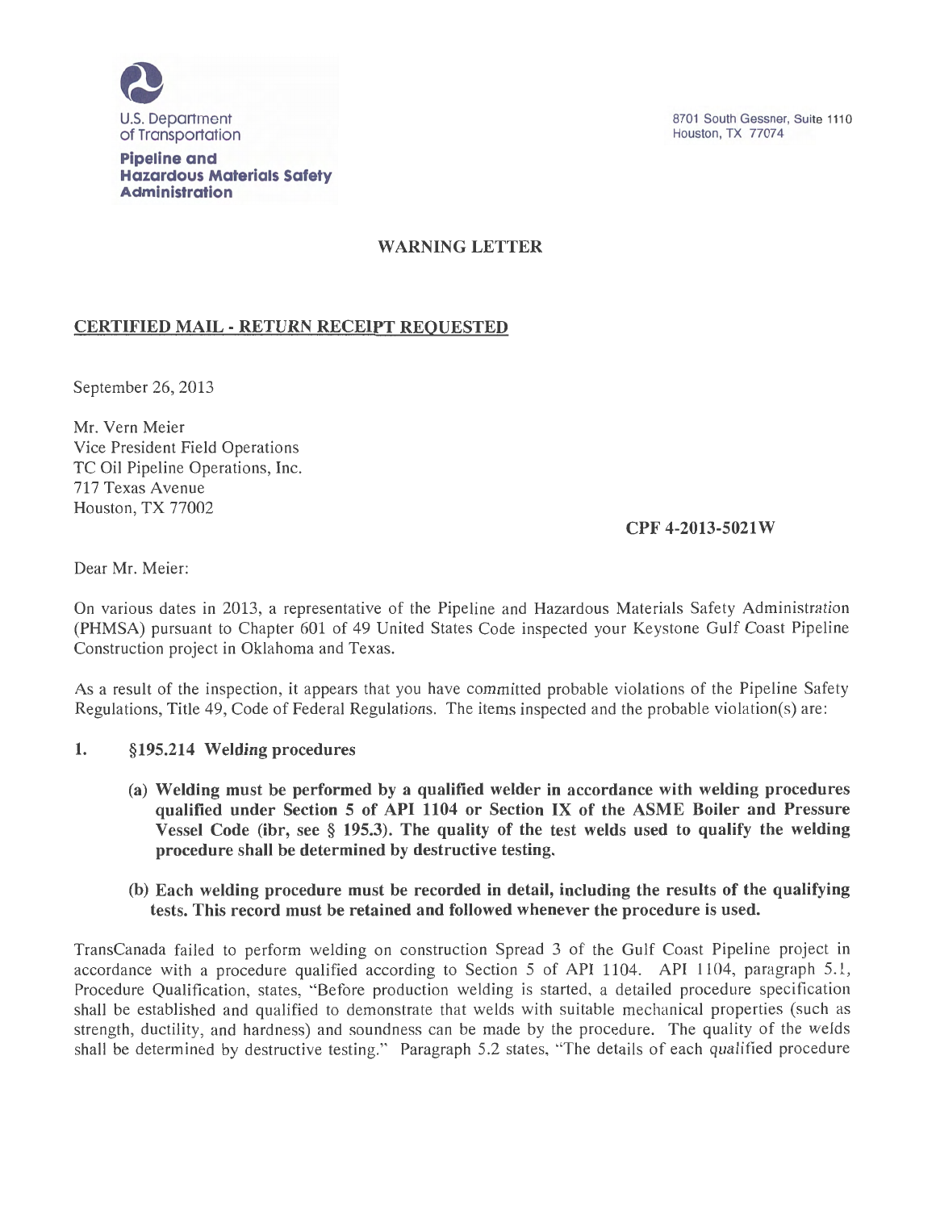U.S. Department of Transportation

**Pipeline and Hazardous Materials Safety Administration**

8701 South Gessner, Suite 1110
Houston, TX 77074

## WARNING LETTER

**CERTIFIED MAIL - RETURN RECEIPT REQUESTED**

September 26, 2013

Mr. Vern Meier
Vice President Field Operations
TC Oil Pipeline Operations, Inc.
717 Texas Avenue
Houston, TX 77002

**CPF 4-2013-5021W**

Dear Mr. Meier:

On various dates in 2013, a representative of the Pipeline and Hazardous Materials Safety Administration (PHMSA) pursuant to Chapter 601 of 49 United States Code inspected your Keystone Gulf Coast Pipeline Construction project in Oklahoma and Texas.

As a result of the inspection, it appears that you have committed probable violations of the Pipeline Safety Regulations, Title 49, Code of Federal Regulations. The items inspected and the probable violation(s) are:

1. **§195.214 Welding procedures**

   **(a) Welding must be performed by a qualified welder in accordance with welding procedures qualified under Section 5 of API 1104 or Section IX of the ASME Boiler and Pressure Vessel Code (ibr, see § 195.3). The quality of the test welds used to qualify the welding procedure shall be determined by destructive testing.**

   **(b) Each welding procedure must be recorded in detail, including the results of the qualifying tests. This record must be retained and followed whenever the procedure is used.**

TransCanada failed to perform welding on construction Spread 3 of the Gulf Coast Pipeline project in accordance with a procedure qualified according to Section 5 of API 1104. API 1104, paragraph 5.1, Procedure Qualification, states, "Before production welding is started, a detailed procedure specification shall be established and qualified to demonstrate that welds with suitable mechanical properties (such as strength, ductility, and hardness) and soundness can be made by the procedure. The quality of the welds shall be determined by destructive testing." Paragraph 5.2 states, "The details of each qualified procedure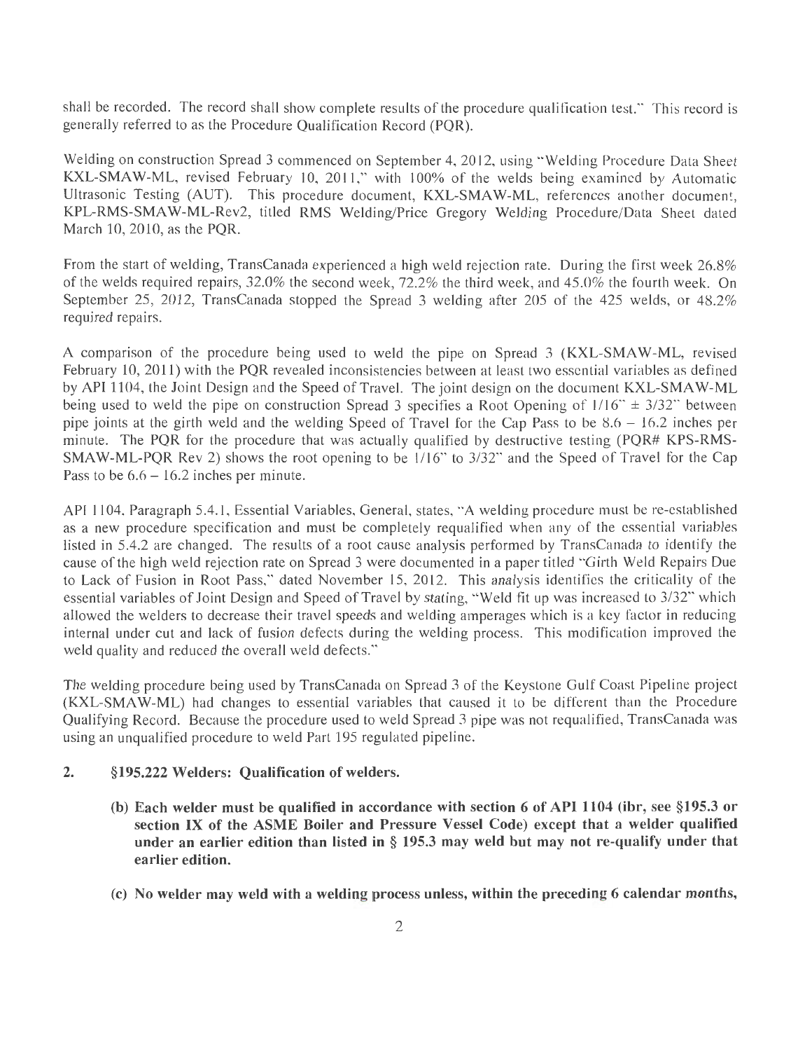shall be recorded. The record shall show complete results of the procedure qualification test." This record is generally referred to as the Procedure Qualification Record (PQR).

Welding on construction Spread 3 commenced on September 4, 2012, using "Welding Procedure Data Sheet KXL-SMAW-ML, revised February 10, 2011," with 100% of the welds being examined by Automatic Ultrasonic Testing (AUT). This procedure document, KXL-SMAW-ML, references another document, KPL-RMS-SMAW-ML-Rev2, titled RMS Welding/Price Gregory Welding Procedure/Data Sheet dated March 10, 2010, as the PQR.

From the start of welding, TransCanada experienced a high weld rejection rate. During the first week 26.8% of the welds required repairs, 32.0% the second week, 72.2% the third week, and 45.0% the fourth week. On September 25, 2012, TransCanada stopped the Spread 3 welding after 205 of the 425 welds, or 48.2% required repairs.

A comparison of the procedure being used to weld the pipe on Spread 3 (KXL-SMAW-ML, revised February 10, 2011) with the PQR revealed inconsistencies between at least two essential variables as defined by API 1104, the Joint Design and the Speed of Travel. The joint design on the document KXL-SMAW-ML being used to weld the pipe on construction Spread 3 specifies a Root Opening of 1/16" ± 3/32" between pipe joints at the girth weld and the welding Speed of Travel for the Cap Pass to be 8.6 – 16.2 inches per minute. The PQR for the procedure that was actually qualified by destructive testing (PQR# KPS-RMS-SMAW-ML-PQR Rev 2) shows the root opening to be 1/16" to 3/32" and the Speed of Travel for the Cap Pass to be 6.6 – 16.2 inches per minute.

API 1104, Paragraph 5.4.1, Essential Variables, General, states, "A welding procedure must be re-established as a new procedure specification and must be completely requalified when any of the essential variables listed in 5.4.2 are changed. The results of a root cause analysis performed by TransCanada to identify the cause of the high weld rejection rate on Spread 3 were documented in a paper titled "Girth Weld Repairs Due to Lack of Fusion in Root Pass," dated November 15, 2012. This analysis identifies the criticality of the essential variables of Joint Design and Speed of Travel by stating, "Weld fit up was increased to 3/32" which allowed the welders to decrease their travel speeds and welding amperages which is a key factor in reducing internal under cut and lack of fusion defects during the welding process. This modification improved the weld quality and reduced the overall weld defects."

The welding procedure being used by TransCanada on Spread 3 of the Keystone Gulf Coast Pipeline project (KXL-SMAW-ML) had changes to essential variables that caused it to be different than the Procedure Qualifying Record. Because the procedure used to weld Spread 3 pipe was not requalified, TransCanada was using an unqualified procedure to weld Part 195 regulated pipeline.

**2. §195.222 Welders: Qualification of welders.**

**(b) Each welder must be qualified in accordance with section 6 of API 1104 (ibr, see §195.3 or section IX of the ASME Boiler and Pressure Vessel Code) except that a welder qualified under an earlier edition than listed in § 195.3 may weld but may not re-qualify under that earlier edition.**

**(c) No welder may weld with a welding process unless, within the preceding 6 calendar months,**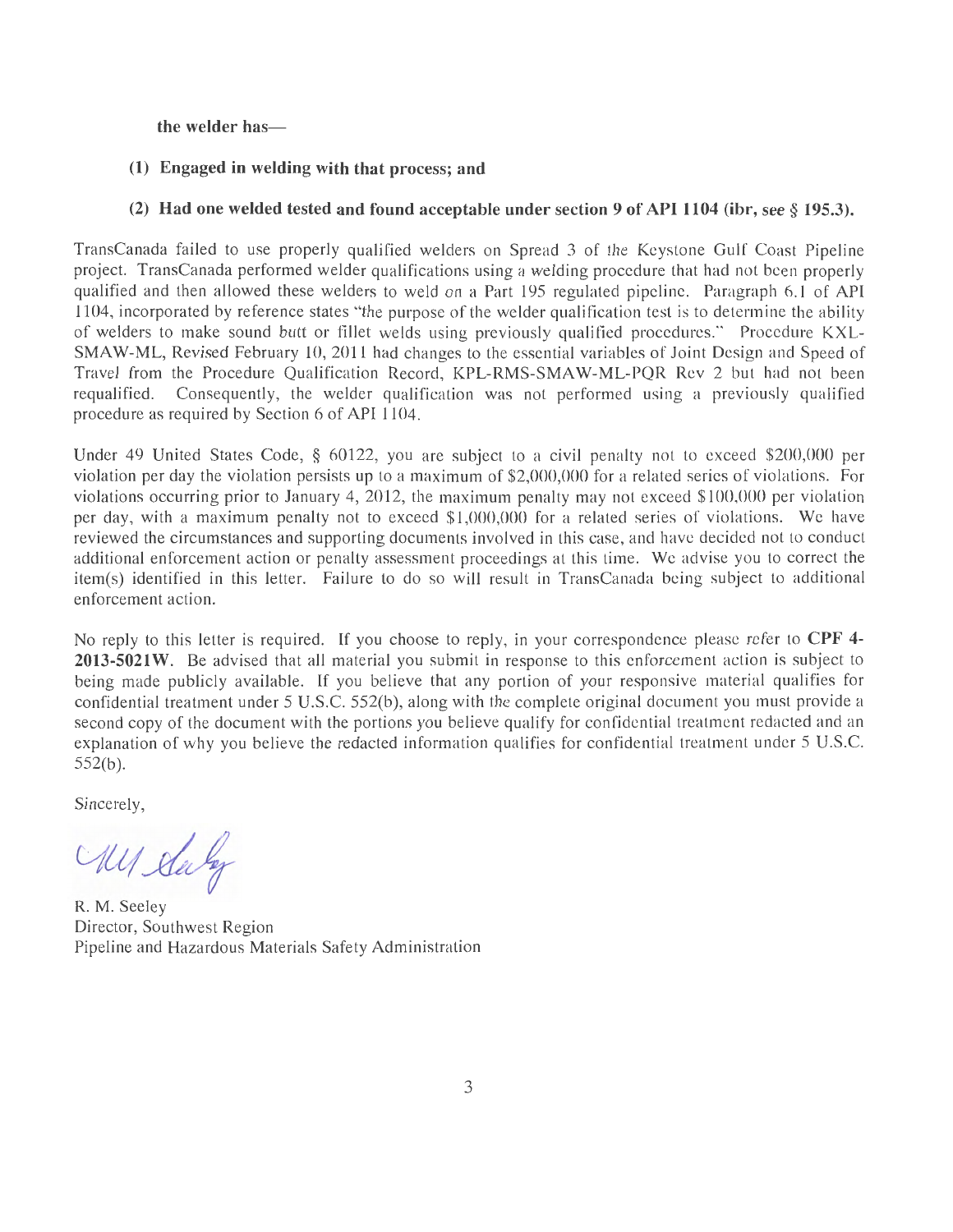**the welder has—**

**(1) Engaged in welding with that process; and**

**(2) Had one welded tested and found acceptable under section 9 of API 1104 (ibr, see § 195.3).**

TransCanada failed to use properly qualified welders on Spread 3 of the Keystone Gulf Coast Pipeline project. TransCanada performed welder qualifications using a welding procedure that had not been properly qualified and then allowed these welders to weld on a Part 195 regulated pipeline. Paragraph 6.1 of API 1104, incorporated by reference states "the purpose of the welder qualification test is to determine the ability of welders to make sound butt or fillet welds using previously qualified procedures." Procedure KXL-SMAW-ML, Revised February 10, 2011 had changes to the essential variables of Joint Design and Speed of Travel from the Procedure Qualification Record, KPL-RMS-SMAW-ML-PQR Rev 2 but had not been requalified. Consequently, the welder qualification was not performed using a previously qualified procedure as required by Section 6 of API 1104.

Under 49 United States Code, § 60122, you are subject to a civil penalty not to exceed $200,000 per violation per day the violation persists up to a maximum of $2,000,000 for a related series of violations. For violations occurring prior to January 4, 2012, the maximum penalty may not exceed $100,000 per violation per day, with a maximum penalty not to exceed $1,000,000 for a related series of violations. We have reviewed the circumstances and supporting documents involved in this case, and have decided not to conduct additional enforcement action or penalty assessment proceedings at this time. We advise you to correct the item(s) identified in this letter. Failure to do so will result in TransCanada being subject to additional enforcement action.

No reply to this letter is required. If you choose to reply, in your correspondence please refer to **CPF 4-2013-5021W**. Be advised that all material you submit in response to this enforcement action is subject to being made publicly available. If you believe that any portion of your responsive material qualifies for confidential treatment under 5 U.S.C. 552(b), along with the complete original document you must provide a second copy of the document with the portions you believe qualify for confidential treatment redacted and an explanation of why you believe the redacted information qualifies for confidential treatment under 5 U.S.C. 552(b).

Sincerely,

R. M. Seeley
Director, Southwest Region
Pipeline and Hazardous Materials Safety Administration